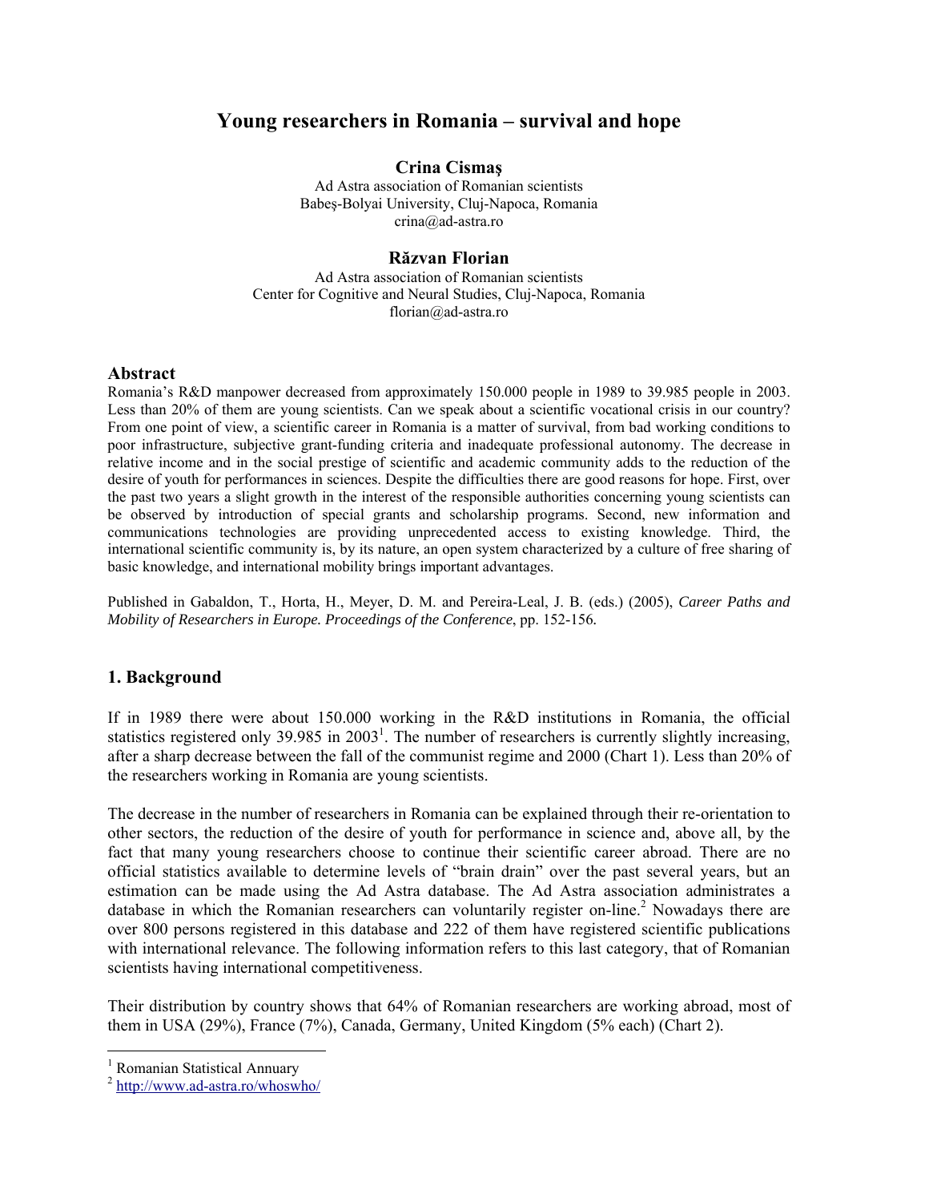# Young researchers in Romania – survival and hope

**Crina Cismaş**
Ad Astra association of Romanian scientists
Babeş-Bolyai University, Cluj-Napoca, Romania
crina@ad-astra.ro

**Răzvan Florian**
Ad Astra association of Romanian scientists
Center for Cognitive and Neural Studies, Cluj-Napoca, Romania
florian@ad-astra.ro

## Abstract

Romania's R&D manpower decreased from approximately 150.000 people in 1989 to 39.985 people in 2003. Less than 20% of them are young scientists. Can we speak about a scientific vocational crisis in our country? From one point of view, a scientific career in Romania is a matter of survival, from bad working conditions to poor infrastructure, subjective grant-funding criteria and inadequate professional autonomy. The decrease in relative income and in the social prestige of scientific and academic community adds to the reduction of the desire of youth for performances in sciences. Despite the difficulties there are good reasons for hope. First, over the past two years a slight growth in the interest of the responsible authorities concerning young scientists can be observed by introduction of special grants and scholarship programs. Second, new information and communications technologies are providing unprecedented access to existing knowledge. Third, the international scientific community is, by its nature, an open system characterized by a culture of free sharing of basic knowledge, and international mobility brings important advantages.

Published in Gabaldon, T., Horta, H., Meyer, D. M. and Pereira-Leal, J. B. (eds.) (2005), *Career Paths and Mobility of Researchers in Europe. Proceedings of the Conference*, pp. 152-156.

## 1. Background

If in 1989 there were about 150.000 working in the R&D institutions in Romania, the official statistics registered only 39.985 in 2003[1]. The number of researchers is currently slightly increasing, after a sharp decrease between the fall of the communist regime and 2000 (Chart 1). Less than 20% of the researchers working in Romania are young scientists.

The decrease in the number of researchers in Romania can be explained through their re-orientation to other sectors, the reduction of the desire of youth for performance in science and, above all, by the fact that many young researchers choose to continue their scientific career abroad. There are no official statistics available to determine levels of "brain drain" over the past several years, but an estimation can be made using the Ad Astra database. The Ad Astra association administrates a database in which the Romanian researchers can voluntarily register on-line.[2] Nowadays there are over 800 persons registered in this database and 222 of them have registered scientific publications with international relevance. The following information refers to this last category, that of Romanian scientists having international competitiveness.

Their distribution by country shows that 64% of Romanian researchers are working abroad, most of them in USA (29%), France (7%), Canada, Germany, United Kingdom (5% each) (Chart 2).

[1] Romanian Statistical Annuary
[2] http://www.ad-astra.ro/whoswho/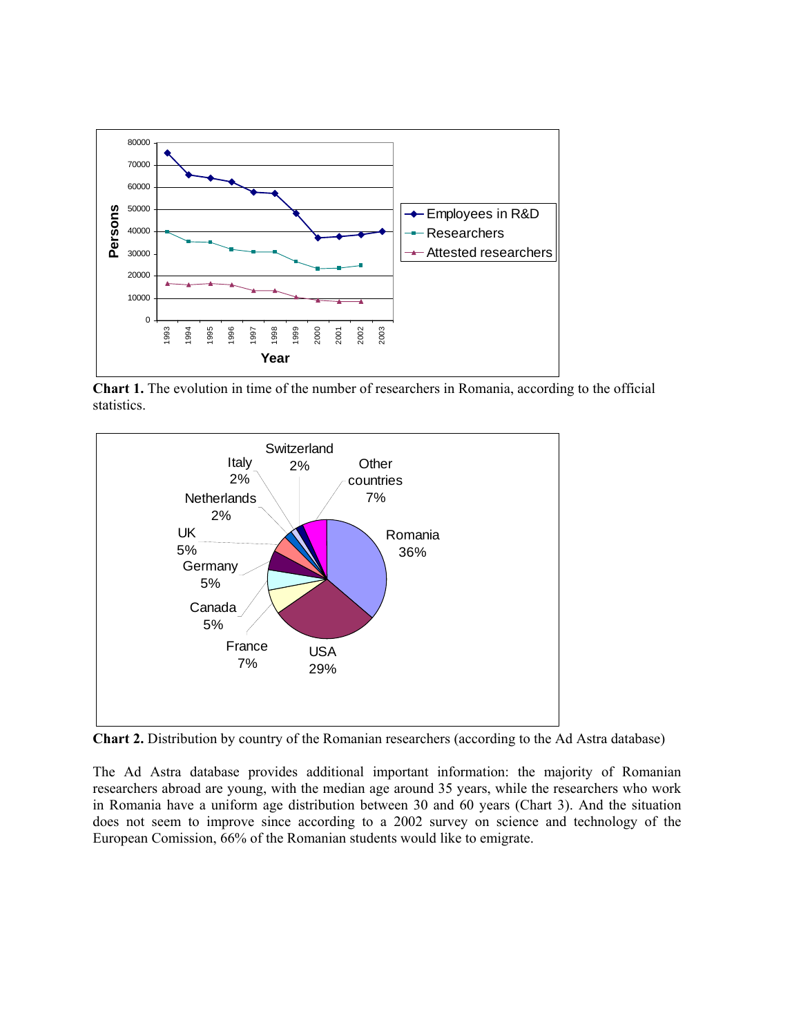**Chart 1.** The evolution in time of the number of researchers in Romania, according to the official statistics.

**Chart 2.** Distribution by country of the Romanian researchers (according to the Ad Astra database)

The Ad Astra database provides additional important information: the majority of Romanian researchers abroad are young, with the median age around 35 years, while the researchers who work in Romania have a uniform age distribution between 30 and 60 years (Chart 3). And the situation does not seem to improve since according to a 2002 survey on science and technology of the European Comission, 66% of the Romanian students would like to emigrate.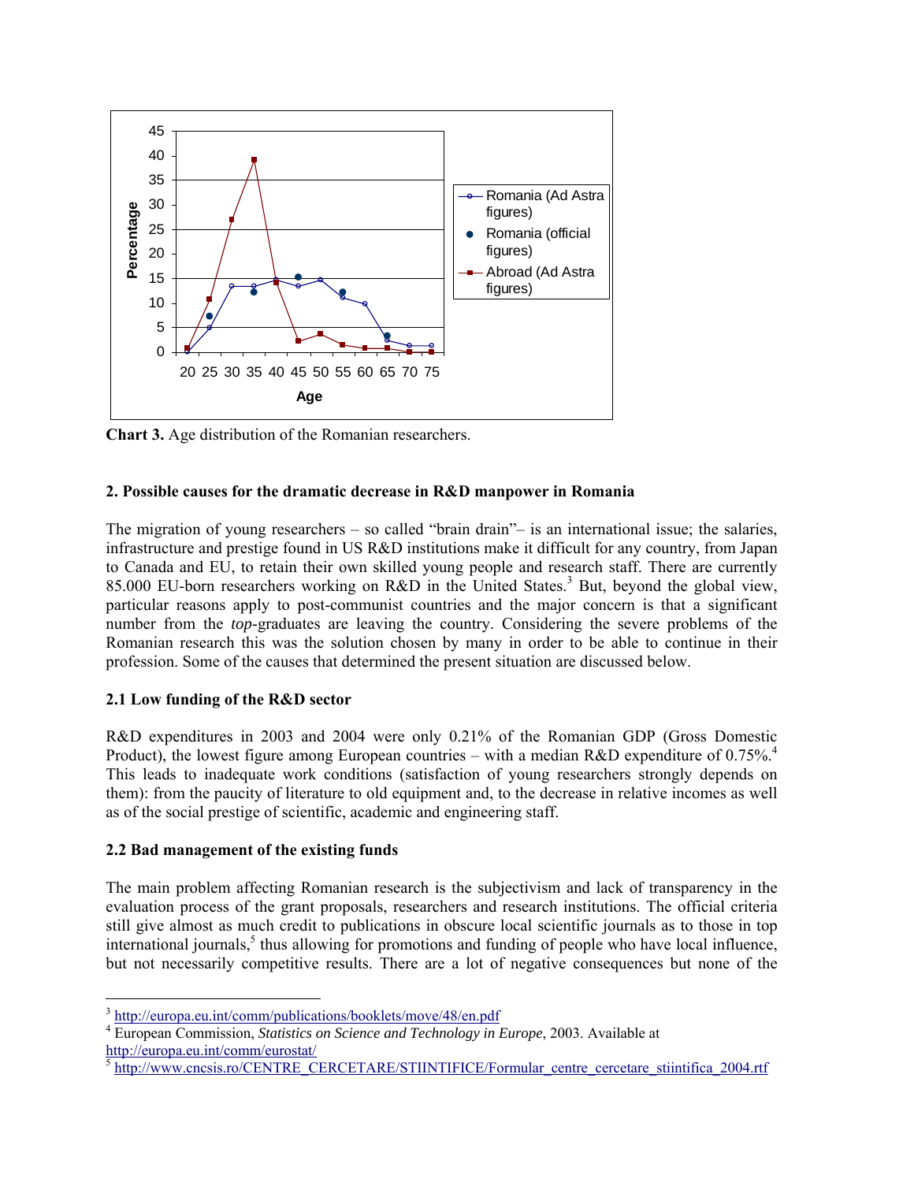**Chart 3.** Age distribution of the Romanian researchers.

### 2. Possible causes for the dramatic decrease in R&D manpower in Romania

The migration of young researchers – so called "brain drain"– is an international issue; the salaries, infrastructure and prestige found in US R&D institutions make it difficult for any country, from Japan to Canada and EU, to retain their own skilled young people and research staff. There are currently 85.000 EU-born researchers working on R&D in the United States.[3] But, beyond the global view, particular reasons apply to post-communist countries and the major concern is that a significant number from the *top*-graduates are leaving the country. Considering the severe problems of the Romanian research this was the solution chosen by many in order to be able to continue in their profession. Some of the causes that determined the present situation are discussed below.

#### 2.1 Low funding of the R&D sector

R&D expenditures in 2003 and 2004 were only 0.21% of the Romanian GDP (Gross Domestic Product), the lowest figure among European countries – with a median R&D expenditure of 0.75%.[4] This leads to inadequate work conditions (satisfaction of young researchers strongly depends on them): from the paucity of literature to old equipment and, to the decrease in relative incomes as well as of the social prestige of scientific, academic and engineering staff.

#### 2.2 Bad management of the existing funds

The main problem affecting Romanian research is the subjectivism and lack of transparency in the evaluation process of the grant proposals, researchers and research institutions. The official criteria still give almost as much credit to publications in obscure local scientific journals as to those in top international journals,[5] thus allowing for promotions and funding of people who have local influence, but not necessarily competitive results. There are a lot of negative consequences but none of the

---

[3] http://europa.eu.int/comm/publications/booklets/move/48/en.pdf

[4] European Commission, *Statistics on Science and Technology in Europe*, 2003. Available at http://europa.eu.int/comm/eurostat/

[5] http://www.cncsis.ro/CENTRE_CERCETARE/STIINTIFICE/Formular_centre_cercetare_stiintifica_2004.rtf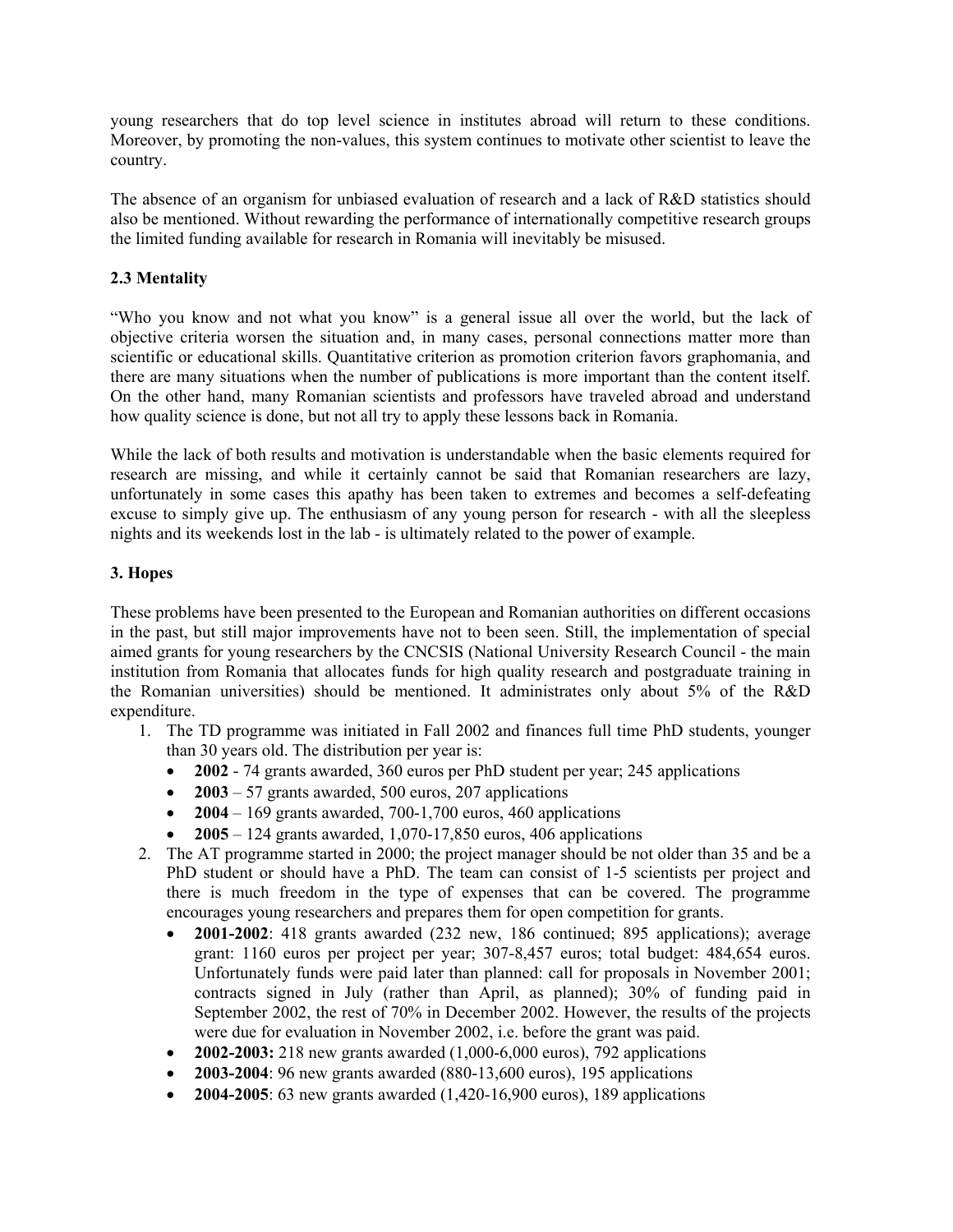young researchers that do top level science in institutes abroad will return to these conditions. Moreover, by promoting the non-values, this system continues to motivate other scientist to leave the country.

The absence of an organism for unbiased evaluation of research and a lack of R&D statistics should also be mentioned. Without rewarding the performance of internationally competitive research groups the limited funding available for research in Romania will inevitably be misused.

### 2.3 Mentality

"Who you know and not what you know" is a general issue all over the world, but the lack of objective criteria worsen the situation and, in many cases, personal connections matter more than scientific or educational skills. Quantitative criterion as promotion criterion favors graphomania, and there are many situations when the number of publications is more important than the content itself. On the other hand, many Romanian scientists and professors have traveled abroad and understand how quality science is done, but not all try to apply these lessons back in Romania.

While the lack of both results and motivation is understandable when the basic elements required for research are missing, and while it certainly cannot be said that Romanian researchers are lazy, unfortunately in some cases this apathy has been taken to extremes and becomes a self-defeating excuse to simply give up. The enthusiasm of any young person for research - with all the sleepless nights and its weekends lost in the lab - is ultimately related to the power of example.

## 3. Hopes

These problems have been presented to the European and Romanian authorities on different occasions in the past, but still major improvements have not to been seen. Still, the implementation of special aimed grants for young researchers by the CNCSIS (National University Research Council - the main institution from Romania that allocates funds for high quality research and postgraduate training in the Romanian universities) should be mentioned. It administrates only about 5% of the R&D expenditure.

1. The TD programme was initiated in Fall 2002 and finances full time PhD students, younger than 30 years old. The distribution per year is:
   - **2002** - 74 grants awarded, 360 euros per PhD student per year; 245 applications
   - **2003** – 57 grants awarded, 500 euros, 207 applications
   - **2004** – 169 grants awarded, 700-1,700 euros, 460 applications
   - **2005** – 124 grants awarded, 1,070-17,850 euros, 406 applications
2. The AT programme started in 2000; the project manager should be not older than 35 and be a PhD student or should have a PhD. The team can consist of 1-5 scientists per project and there is much freedom in the type of expenses that can be covered. The programme encourages young researchers and prepares them for open competition for grants.
   - **2001-2002**: 418 grants awarded (232 new, 186 continued; 895 applications); average grant: 1160 euros per project per year; 307-8,457 euros; total budget: 484,654 euros. Unfortunately funds were paid later than planned: call for proposals in November 2001; contracts signed in July (rather than April, as planned); 30% of funding paid in September 2002, the rest of 70% in December 2002. However, the results of the projects were due for evaluation in November 2002, i.e. before the grant was paid.
   - **2002-2003:** 218 new grants awarded (1,000-6,000 euros), 792 applications
   - **2003-2004**: 96 new grants awarded (880-13,600 euros), 195 applications
   - **2004-2005**: 63 new grants awarded (1,420-16,900 euros), 189 applications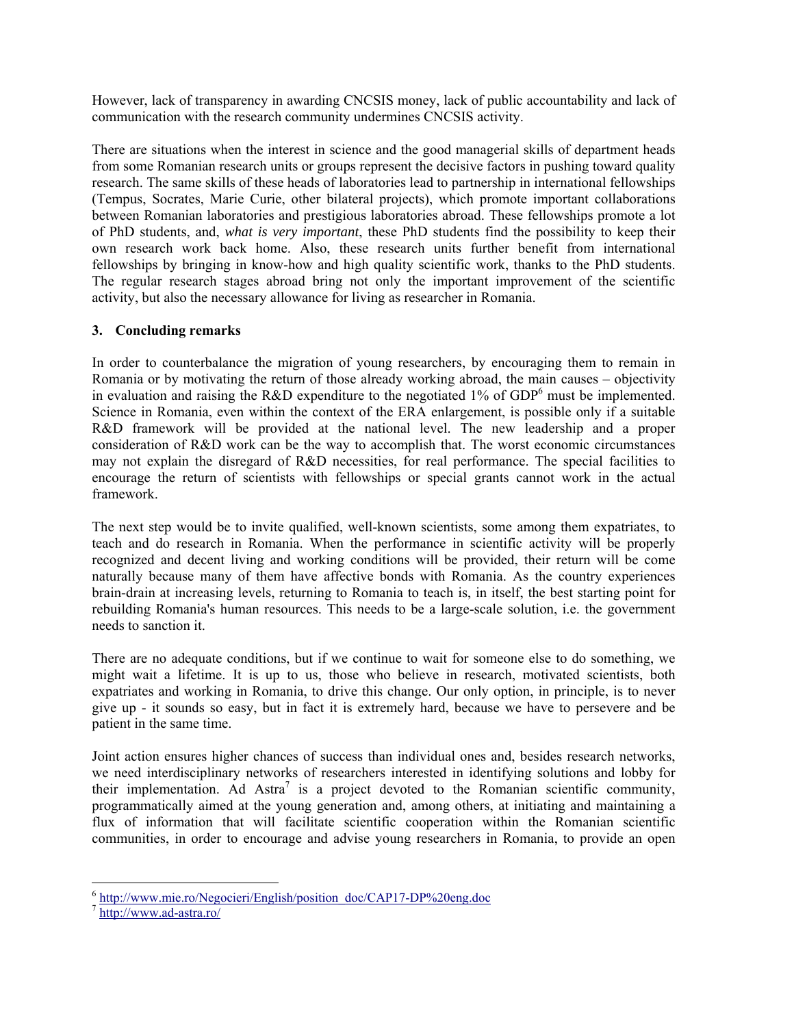However, lack of transparency in awarding CNCSIS money, lack of public accountability and lack of communication with the research community undermines CNCSIS activity.

There are situations when the interest in science and the good managerial skills of department heads from some Romanian research units or groups represent the decisive factors in pushing toward quality research. The same skills of these heads of laboratories lead to partnership in international fellowships (Tempus, Socrates, Marie Curie, other bilateral projects), which promote important collaborations between Romanian laboratories and prestigious laboratories abroad. These fellowships promote a lot of PhD students, and, *what is very important*, these PhD students find the possibility to keep their own research work back home. Also, these research units further benefit from international fellowships by bringing in know-how and high quality scientific work, thanks to the PhD students. The regular research stages abroad bring not only the important improvement of the scientific activity, but also the necessary allowance for living as researcher in Romania.

## 3. Concluding remarks

In order to counterbalance the migration of young researchers, by encouraging them to remain in Romania or by motivating the return of those already working abroad, the main causes – objectivity in evaluation and raising the R&D expenditure to the negotiated 1% of GDP[6] must be implemented. Science in Romania, even within the context of the ERA enlargement, is possible only if a suitable R&D framework will be provided at the national level. The new leadership and a proper consideration of R&D work can be the way to accomplish that. The worst economic circumstances may not explain the disregard of R&D necessities, for real performance. The special facilities to encourage the return of scientists with fellowships or special grants cannot work in the actual framework.

The next step would be to invite qualified, well-known scientists, some among them expatriates, to teach and do research in Romania. When the performance in scientific activity will be properly recognized and decent living and working conditions will be provided, their return will be come naturally because many of them have affective bonds with Romania. As the country experiences brain-drain at increasing levels, returning to Romania to teach is, in itself, the best starting point for rebuilding Romania's human resources. This needs to be a large-scale solution, i.e. the government needs to sanction it.

There are no adequate conditions, but if we continue to wait for someone else to do something, we might wait a lifetime. It is up to us, those who believe in research, motivated scientists, both expatriates and working in Romania, to drive this change. Our only option, in principle, is to never give up - it sounds so easy, but in fact it is extremely hard, because we have to persevere and be patient in the same time.

Joint action ensures higher chances of success than individual ones and, besides research networks, we need interdisciplinary networks of researchers interested in identifying solutions and lobby for their implementation. Ad Astra[7] is a project devoted to the Romanian scientific community, programmatically aimed at the young generation and, among others, at initiating and maintaining a flux of information that will facilitate scientific cooperation within the Romanian scientific communities, in order to encourage and advise young researchers in Romania, to provide an open

---

[6] http://www.mie.ro/Negocieri/English/position_doc/CAP17-DP%20eng.doc

[7] http://www.ad-astra.ro/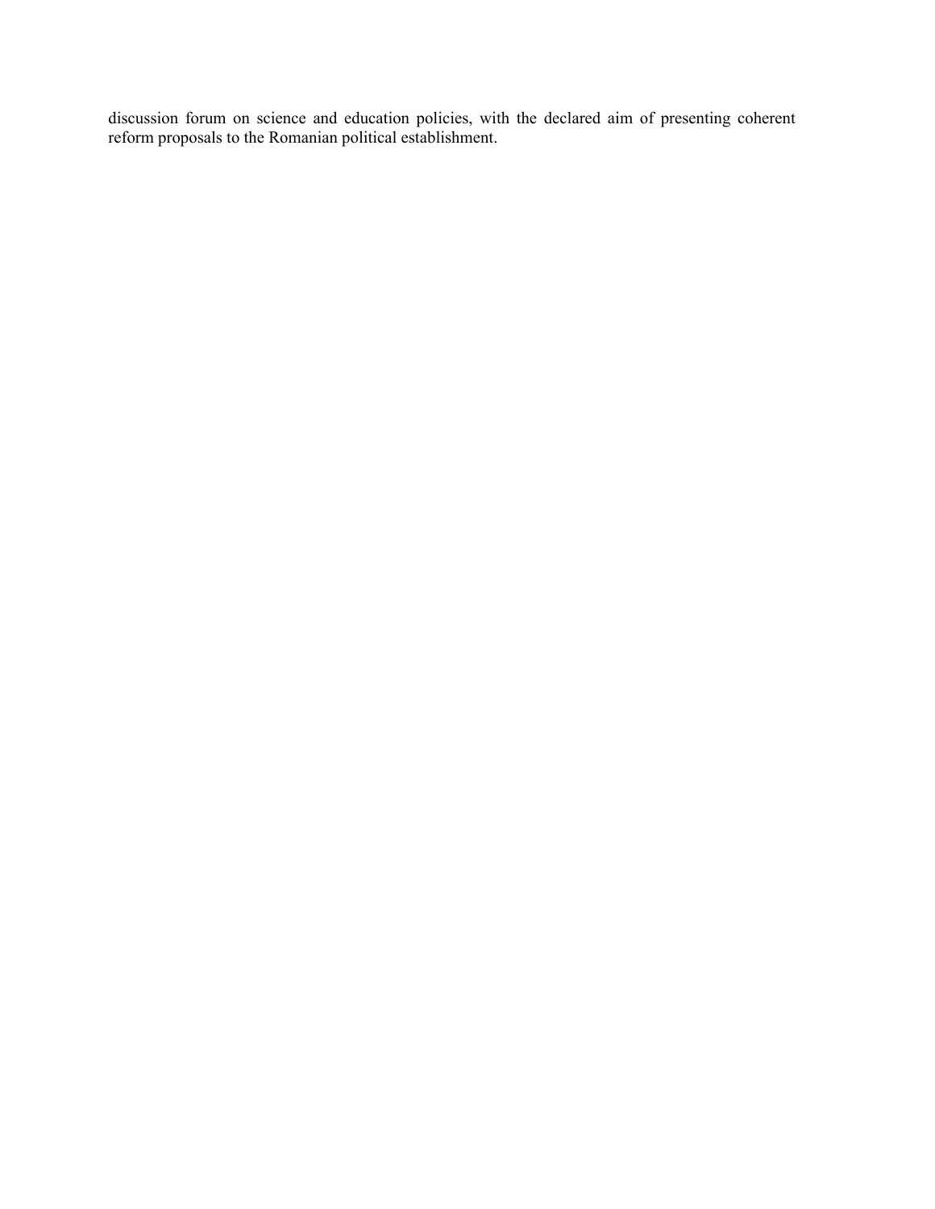discussion forum on science and education policies, with the declared aim of presenting coherent reform proposals to the Romanian political establishment.